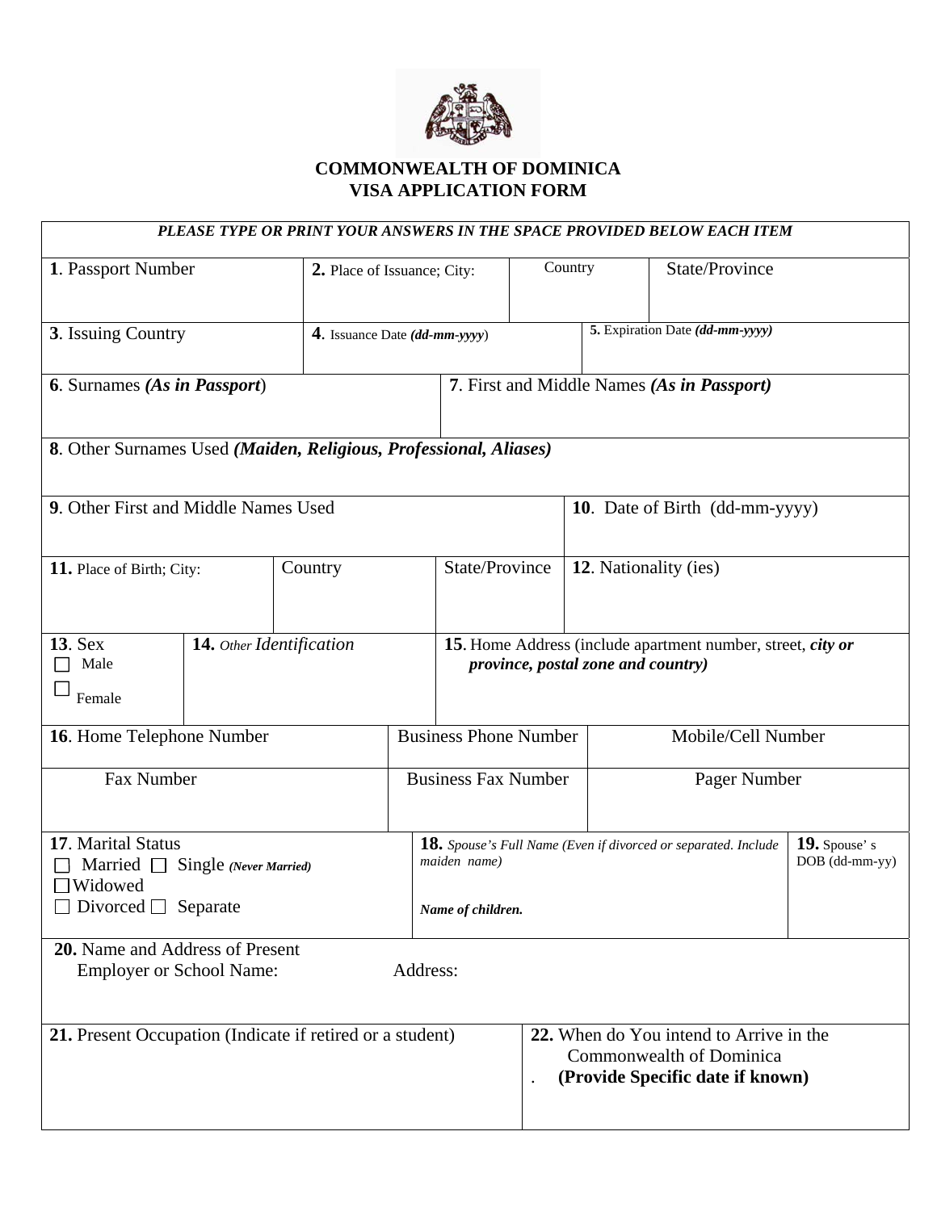# COMMONWEALTH OF DOMINICA
# VISA APPLICATION FORM

***PLEASE TYPE OR PRINT YOUR ANSWERS IN THE SPACE PROVIDED BELOW EACH ITEM***

| | | | |
|---|---|---|---|
| **1**. Passport Number | **2.** Place of Issuance; City: | Country | State/Province |
| **3**. Issuing Country | **4**. Issuance Date ***(dd-mm-yyyy)*** | **5.** Expiration Date ***(dd-mm-yyyy)*** | |

| | |
|---|---|
| **6**. Surnames ***(As in Passport)*** | **7**. First and Middle Names ***(As in Passport)*** |

**8**. Other Surnames Used ***(Maiden, Religious, Professional, Aliases)***

| | |
|---|---|
| **9**. Other First and Middle Names Used | **10**. Date of Birth (dd-mm-yyyy) |

| | | | |
|---|---|---|---|
| **11.** Place of Birth; City: | Country | State/Province | **12**. Nationality (ies) |

| | | |
|---|---|---|
| **13**. Sex<br>☐ Male<br>☐ Female | **14.** *Other Identification* | **15**. Home Address (include apartment number, street, ***city or province, postal zone and country)*** |

| | | |
|---|---|---|
| **16**. Home Telephone Number | Business Phone Number | Mobile/Cell Number |
| Fax Number | Business Fax Number | Pager Number |

| | | |
|---|---|---|
| **17**. Marital Status<br>☐ Married ☐ Single ***(Never Married)***<br>☐Widowed<br>☐ Divorced ☐ Separate | **18.** *Spouse's Full Name (Even if divorced or separated. Include maiden name)*<br><br>***Name of children.*** | **19.** Spouse' s DOB (dd-mm-yy) |

**20.** Name and Address of Present
Employer or School Name: Address:

| | |
|---|---|
| **21.** Present Occupation (Indicate if retired or a student) | **22.** When do You intend to Arrive in the Commonwealth of Dominica<br>. **(Provide Specific date if known)** |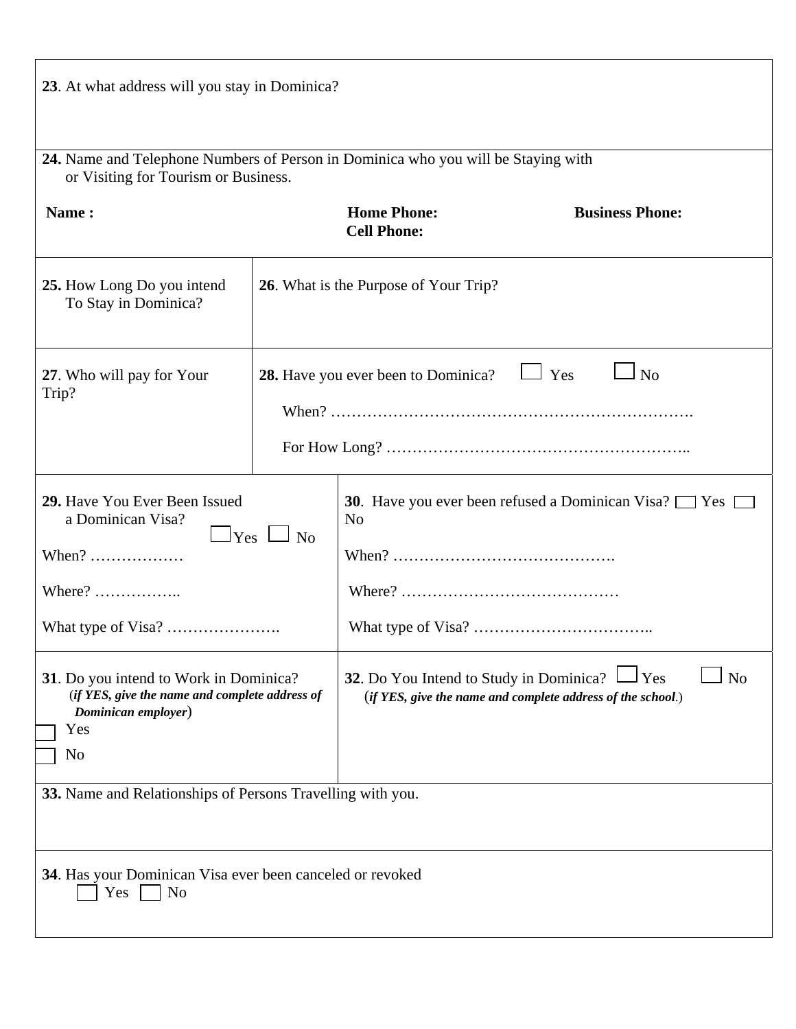**23**. At what address will you stay in Dominica?

**24.** Name and Telephone Numbers of Person in Dominica who you will be Staying with or Visiting for Tourism or Business.

**Name :** **Home Phone:** **Cell Phone:** **Business Phone:**

| **25.** How Long Do you intend To Stay in Dominica? | **26**. What is the Purpose of Your Trip? |
| --- | --- |
| **27**. Who will pay for Your Trip? | **28.** Have you ever been to Dominica? ☐ Yes ☐ No<br>When? ……………………………………………………………<br>For How Long? ………………………………………………….. |

| **29.** Have You Ever Been Issued a Dominican Visa? ☐ Yes ☐ No | **30**. Have you ever been refused a Dominican Visa? ☐ Yes ☐ No |
| --- | --- |
| When? ……………… | When? ……………………………………. |
| Where? …………….. | Where? …………………………………… |
| What type of Visa? …………………. | What type of Visa? …………………………….. |
| **31**. Do you intend to Work in Dominica? (***if YES, give the name and complete address of Dominican employer***)<br>☐ Yes<br>☐ No | **32**. Do You Intend to Study in Dominica? ☐ Yes ☐ No (***if YES, give the name and complete address of the school***.) |

**33.** Name and Relationships of Persons Travelling with you.

**34**. Has your Dominican Visa ever been canceled or revoked
☐ Yes ☐ No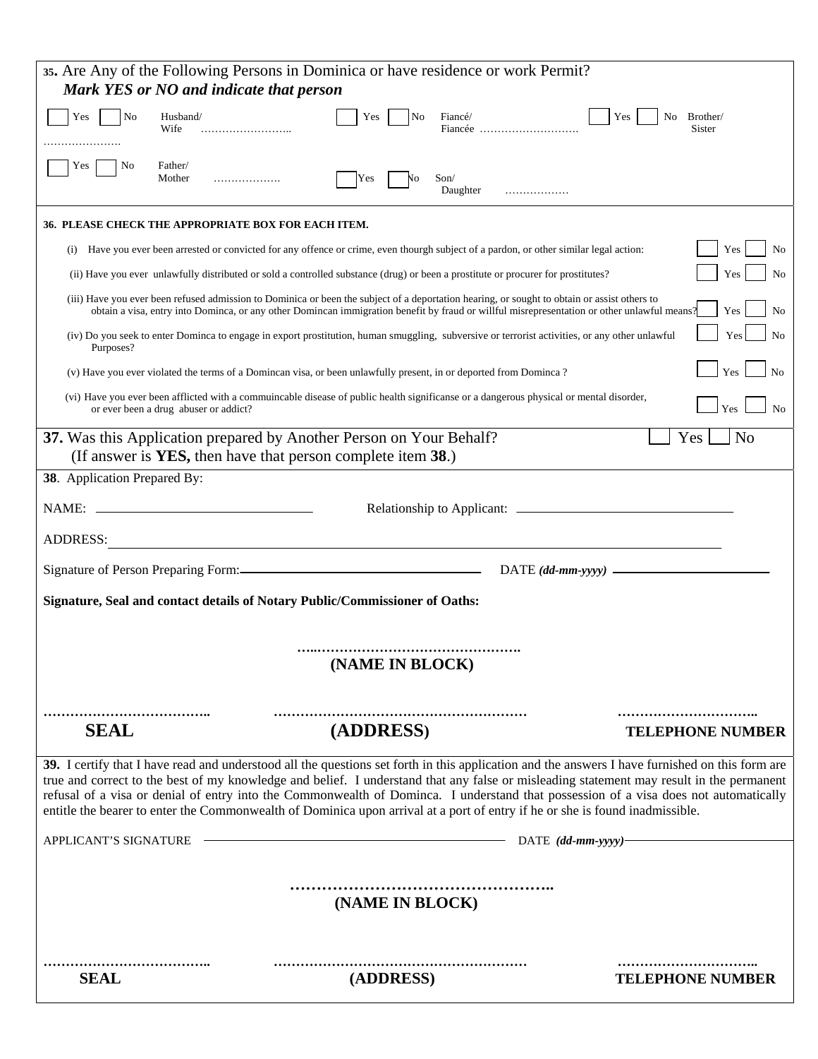**35.** Are Any of the Following Persons in Dominica or have residence or work Permit?
***Mark YES or NO and indicate that person***

☐ Yes ☐ No Husband/ Wife …………………….. ☐ Yes ☐ No Fiancé/ Fiancée ………………………. ☐ Yes ☐ No Brother/ Sister …………………

☐ Yes ☐ No Father/ Mother ……………… ☐ Yes ☐ No Son/ Daughter ………………

**36. PLEASE CHECK THE APPROPRIATE BOX FOR EACH ITEM.**

(i) Have you ever been arrested or convicted for any offence or crime, even thourgh subject of a pardon, or other similar legal action: ☐ Yes ☐ No

(ii) Have you ever unlawfully distributed or sold a controlled substance (drug) or been a prostitute or procurer for prostitutes? ☐ Yes ☐ No

(iii) Have you ever been refused admission to Dominica or been the subject of a deportation hearing, or sought to obtain or assist others to obtain a visa, entry into Dominca, or any other Domincan immigration benefit by fraud or willful misrepresentation or other unlawful means? ☐ Yes ☐ No

(iv) Do you seek to enter Dominca to engage in export prostitution, human smuggling, subversive or terrorist activities, or any other unlawful Purposes? ☐ Yes ☐ No

(v) Have you ever violated the terms of a Domincan visa, or been unlawfully present, in or deported from Dominca ? ☐ Yes ☐ No

(vi) Have you ever been afflicted with a commuincable disease of public health significanse or a dangerous physical or mental disorder, or ever been a drug abuser or addict? ☐ Yes ☐ No

**37.** Was this Application prepared by Another Person on Your Behalf? ☐ Yes ☐ No
(If answer is **YES,** then have that person complete item **38**.)

**38**. Application Prepared By:

NAME: ______________________________ Relationship to Applicant: ______________________________

ADDRESS: ____________________________________________________________________________

Signature of Person Preparing Form: ______________________________ DATE *(dd-mm-yyyy)* ______________________

**Signature, Seal and contact details of Notary Public/Commissioner of Oaths:**

**…..……………………………………….**
**(NAME IN BLOCK)**

**……………………………….. ………………………………………………… …………………………..**
**SEAL (ADDRESS) TELEPHONE NUMBER**

**39.** I certify that I have read and understood all the questions set forth in this application and the answers I have furnished on this form are true and correct to the best of my knowledge and belief. I understand that any false or misleading statement may result in the permanent refusal of a visa or denial of entry into the Commonwealth of Dominca. I understand that possession of a visa does not automatically entitle the bearer to enter the Commonwealth of Dominica upon arrival at a port of entry if he or she is found inadmissible.

APPLICANT'S SIGNATURE ______________________________ DATE *(dd-mm-yyyy)* ______________________

**……………………………………………..**
**(NAME IN BLOCK)**

**……………………………….. ………………………………………………… …………………………..**
**SEAL (ADDRESS) TELEPHONE NUMBER**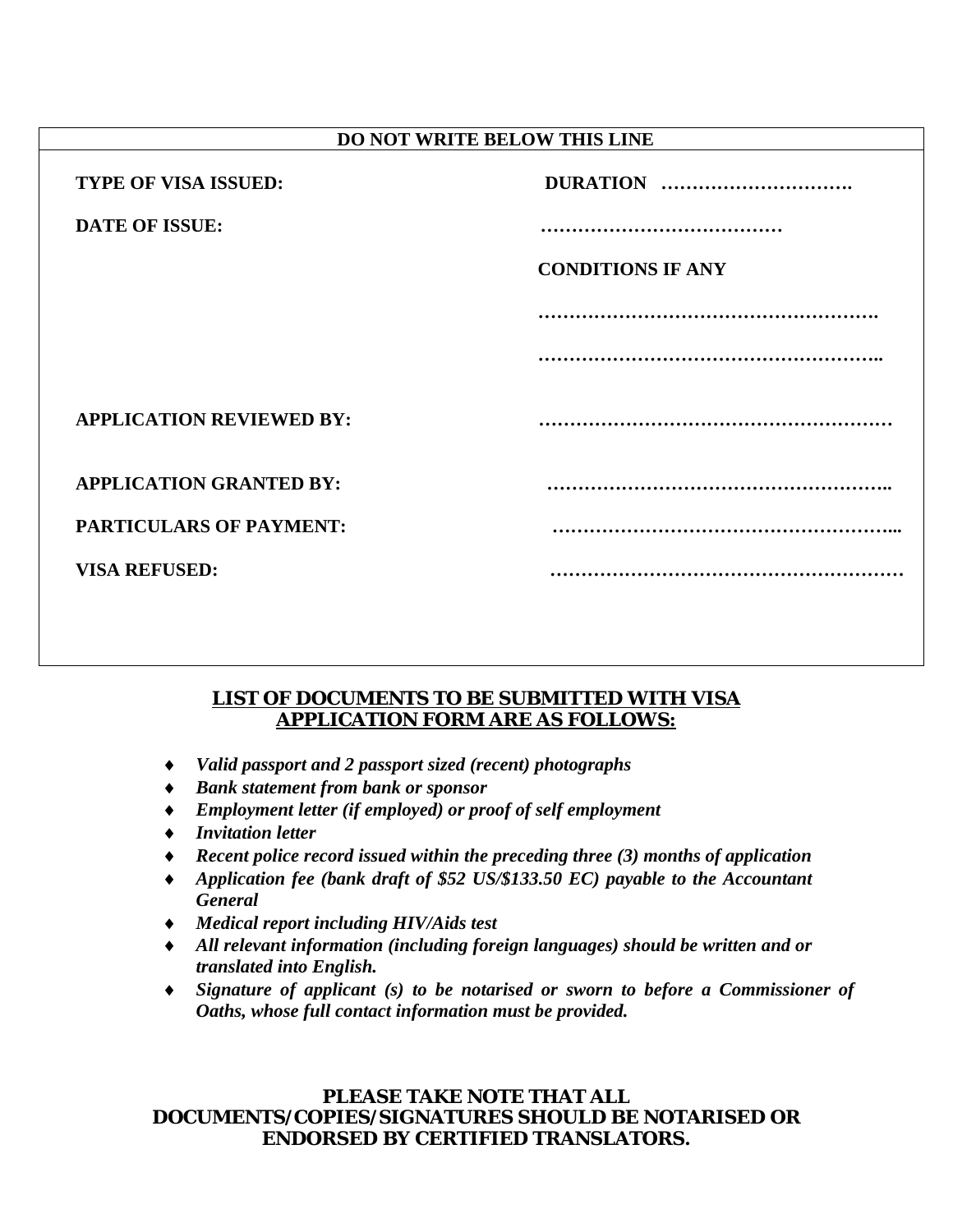**DO NOT WRITE BELOW THIS LINE**

**TYPE OF VISA ISSUED:** **DURATION** ………………………….

**DATE OF ISSUE:** …………………………………

**CONDITIONS IF ANY**

……………………………………………….

………………………………………………..

**APPLICATION REVIEWED BY:** …………………………………………………

**APPLICATION GRANTED BY:** ………………………………………………..

**PARTICULARS OF PAYMENT:** ……………………………………………...

**VISA REFUSED:** …………………………………………………

## LIST OF DOCUMENTS TO BE SUBMITTED WITH VISA APPLICATION FORM ARE AS FOLLOWS:

- ***Valid passport and 2 passport sized (recent) photographs***
- ***Bank statement from bank or sponsor***
- ***Employment letter (if employed) or proof of self employment***
- ***Invitation letter***
- ***Recent police record issued within the preceding three (3) months of application***
- ***Application fee (bank draft of $52 US/$133.50 EC) payable to the Accountant General***
- ***Medical report including HIV/Aids test***
- ***All relevant information (including foreign languages) should be written and or translated into English.***
- ***Signature of applicant (s) to be notarised or sworn to before a Commissioner of Oaths, whose full contact information must be provided.***

**PLEASE TAKE NOTE THAT ALL DOCUMENTS/COPIES/SIGNATURES SHOULD BE NOTARISED OR ENDORSED BY CERTIFIED TRANSLATORS.**